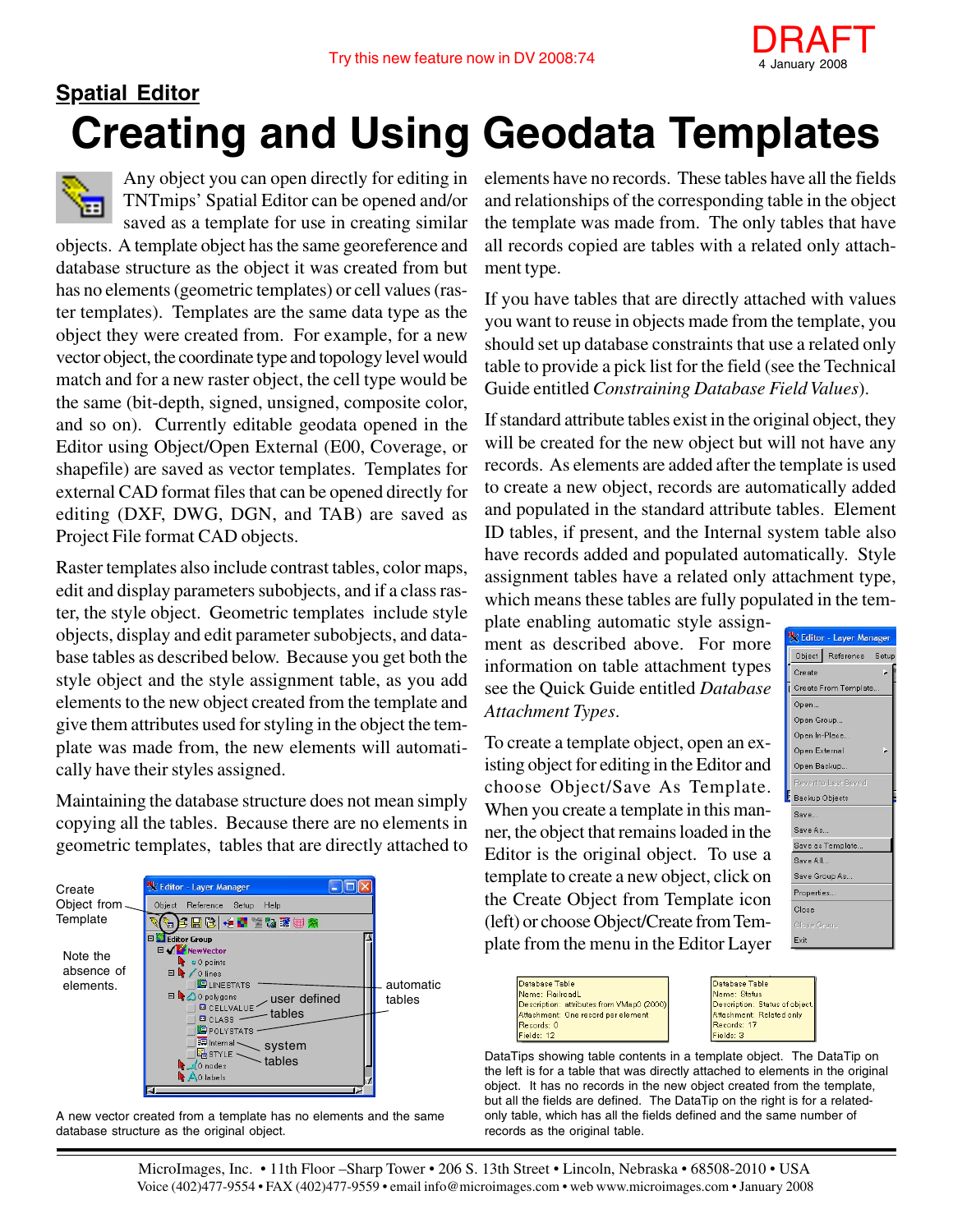Try this new feature now in DV 2008:74

DRAFT
4 January 2008

## Spatial Editor

# Creating and Using Geodata Templates

Any object you can open directly for editing in TNTmips' Spatial Editor can be opened and/or saved as a template for use in creating similar objects. A template object has the same georeference and database structure as the object it was created from but has no elements (geometric templates) or cell values (raster templates). Templates are the same data type as the object they were created from. For example, for a new vector object, the coordinate type and topology level would match and for a new raster object, the cell type would be the same (bit-depth, signed, unsigned, composite color, and so on). Currently editable geodata opened in the Editor using Object/Open External (E00, Coverage, or shapefile) are saved as vector templates. Templates for external CAD format files that can be opened directly for editing (DXF, DWG, DGN, and TAB) are saved as Project File format CAD objects.

Raster templates also include contrast tables, color maps, edit and display parameters subobjects, and if a class raster, the style object. Geometric templates include style objects, display and edit parameter subobjects, and database tables as described below. Because you get both the style object and the style assignment table, as you add elements to the new object created from the template and give them attributes used for styling in the object the template was made from, the new elements will automatically have their styles assigned.

Maintaining the database structure does not mean simply copying all the tables. Because there are no elements in geometric templates, tables that are directly attached to elements have no records. These tables have all the fields and relationships of the corresponding table in the object the template was made from. The only tables that have all records copied are tables with a related only attachment type.

If you have tables that are directly attached with values you want to reuse in objects made from the template, you should set up database constraints that use a related only table to provide a pick list for the field (see the Technical Guide entitled *Constraining Database Field Values*).

If standard attribute tables exist in the original object, they will be created for the new object but will not have any records. As elements are added after the template is used to create a new object, records are automatically added and populated in the standard attribute tables. Element ID tables, if present, and the Internal system table also have records added and populated automatically. Style assignment tables have a related only attachment type, which means these tables are fully populated in the template enabling automatic style assignment as described above. For more information on table attachment types see the Quick Guide entitled *Database Attachment Types*.

To create a template object, open an existing object for editing in the Editor and choose Object/Save As Template. When you create a template in this manner, the object that remains loaded in the Editor is the original object. To use a template to create a new object, click on the Create Object from Template icon (left) or choose Object/Create from Template from the menu in the Editor Layer

Create Object from Template

Note the absence of elements.

user defined tables

automatic tables

system tables

A new vector created from a template has no elements and the same database structure as the original object.

DataTips showing table contents in a template object. The DataTip on the left is for a table that was directly attached to elements in the original object. It has no records in the new object created from the template, but all the fields are defined. The DataTip on the right is for a related-only table, which has all the fields defined and the same number of records as the original table.

MicroImages, Inc. • 11th Floor –Sharp Tower • 206 S. 13th Street • Lincoln, Nebraska • 68508-2010 • USA
Voice (402)477-9554 • FAX (402)477-9559 • email info@microimages.com • web www.microimages.com • January 2008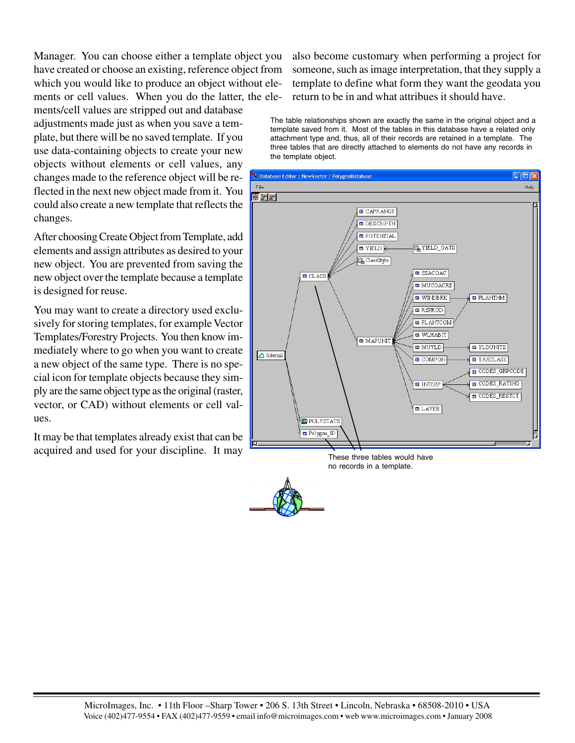Manager. You can choose either a template object you have created or choose an existing, reference object from which you would like to produce an object without elements or cell values. When you do the latter, the elements/cell values are stripped out and database adjustments made just as when you save a template, but there will be no saved template. If you use data-containing objects to create your new objects without elements or cell values, any changes made to the reference object will be reflected in the next new object made from it. You could also create a new template that reflects the changes.

After choosing Create Object from Template, add elements and assign attributes as desired to your new object. You are prevented from saving the new object over the template because a template is designed for reuse.

You may want to create a directory used exclusively for storing templates, for example Vector Templates/Forestry Projects. You then know immediately where to go when you want to create a new object of the same type. There is no special icon for template objects because they simply are the same object type as the original (raster, vector, or CAD) without elements or cell values.

It may be that templates already exist that can be acquired and used for your discipline. It may also become customary when performing a project for someone, such as image interpretation, that they supply a template to define what form they want the geodata you return to be in and what attribues it should have.

The table relationships shown are exactly the same in the original object and a template saved from it. Most of the tables in this database have a related only attachment type and, thus, all of their records are retained in a template. The three tables that are directly attached to elements do not have any records in the template object.

These three tables would have no records in a template.